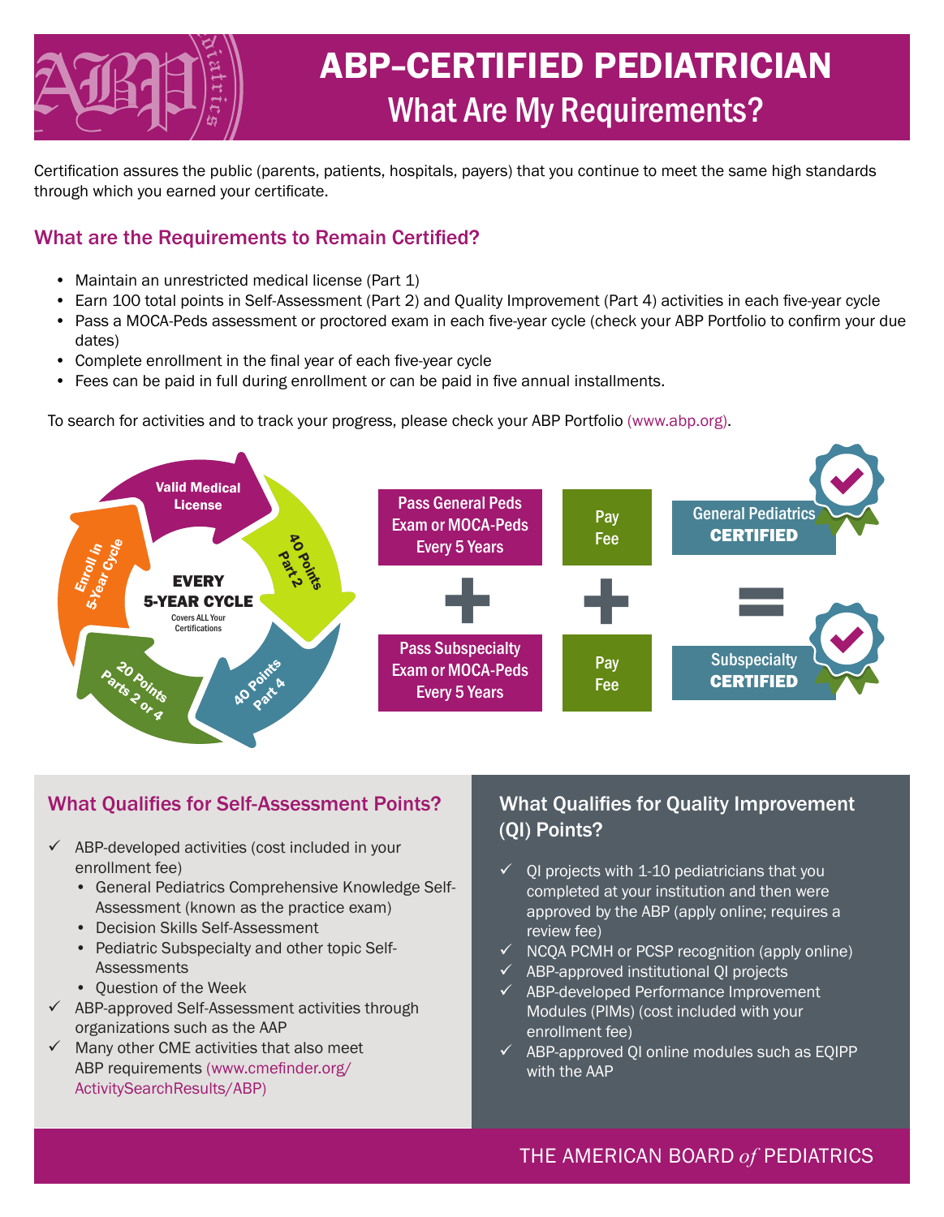# ABP-CERTIFIED PEDIATRICIAN

## What Are My Requirements?

Certification assures the public (parents, patients, hospitals, payers) that you continue to meet the same high standards through which you earned your certificate.

### What are the Requirements to Remain Certified?

- Maintain an unrestricted medical license (Part 1)
- Earn 100 total points in Self-Assessment (Part 2) and Quality Improvement (Part 4) activities in each five-year cycle
- Pass a MOCA-Peds assessment or proctored exam in each five-year cycle (check your ABP Portfolio to confirm your due dates)
- Complete enrollment in the final year of each five-year cycle
- Fees can be paid in full during enrollment or can be paid in five annual installments.

To search for activities and to track your progress, please check your ABP Portfolio (www.abp.org).

**EVERY 5-YEAR CYCLE**
Covers ALL Your Certifications

- Valid Medical License
- 40 Points Part 2
- 40 Points Part 4
- 20 Points Parts 2 or 4
- Enroll in 5-Year Cycle

Pass General Peds Exam or MOCA-Peds Every 5 Years + Pay Fee = General Pediatrics **CERTIFIED**

+

Pass Subspecialty Exam or MOCA-Peds Every 5 Years + Pay Fee = Subspecialty **CERTIFIED**

### What Qualifies for Self-Assessment Points?

- ✓ ABP-developed activities (cost included in your enrollment fee)
  - General Pediatrics Comprehensive Knowledge Self-Assessment (known as the practice exam)
  - Decision Skills Self-Assessment
  - Pediatric Subspecialty and other topic Self-Assessments
  - Question of the Week
- ✓ ABP-approved Self-Assessment activities through organizations such as the AAP
- ✓ Many other CME activities that also meet ABP requirements (www.cmefinder.org/ActivitySearchResults/ABP)

### What Qualifies for Quality Improvement (QI) Points?

- ✓ QI projects with 1-10 pediatricians that you completed at your institution and then were approved by the ABP (apply online; requires a review fee)
- ✓ NCQA PCMH or PCSP recognition (apply online)
- ✓ ABP-approved institutional QI projects
- ✓ ABP-developed Performance Improvement Modules (PIMs) (cost included with your enrollment fee)
- ✓ ABP-approved QI online modules such as EQIPP with the AAP

THE AMERICAN BOARD *of* PEDIATRICS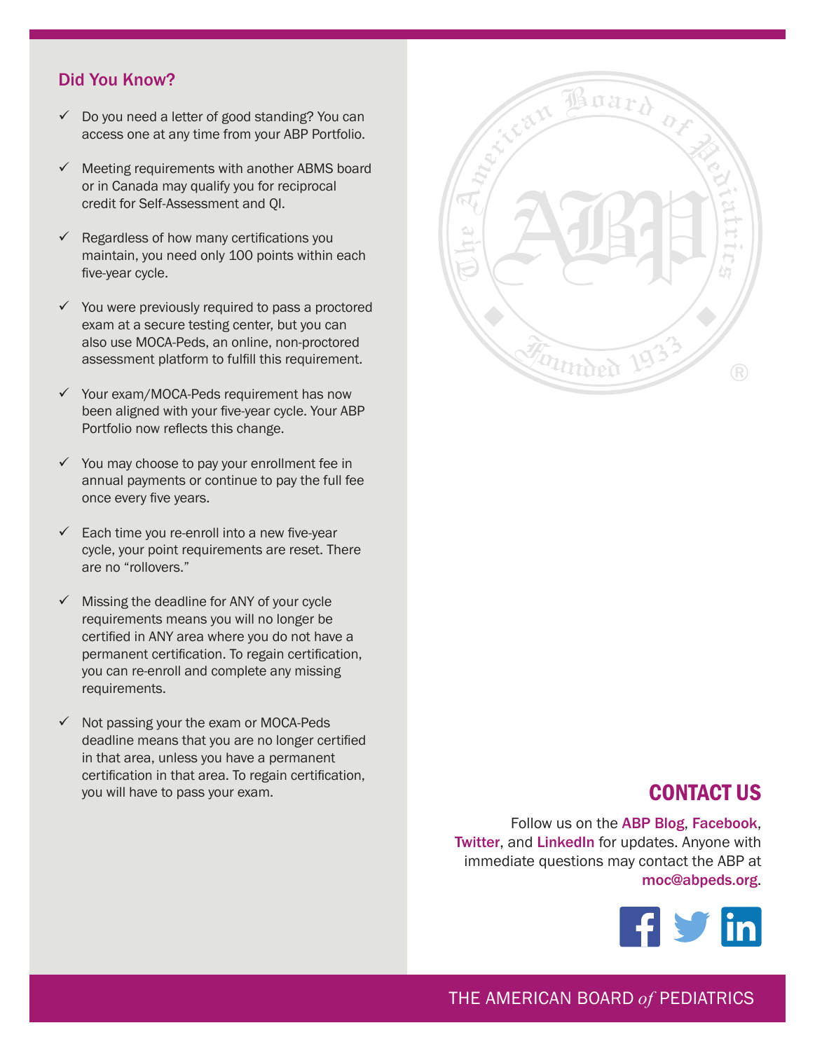## Did You Know?

- ✓ Do you need a letter of good standing? You can access one at any time from your ABP Portfolio.
- ✓ Meeting requirements with another ABMS board or in Canada may qualify you for reciprocal credit for Self-Assessment and QI.
- ✓ Regardless of how many certifications you maintain, you need only 100 points within each five-year cycle.
- ✓ You were previously required to pass a proctored exam at a secure testing center, but you can also use MOCA-Peds, an online, non-proctored assessment platform to fulfill this requirement.
- ✓ Your exam/MOCA-Peds requirement has now been aligned with your five-year cycle. Your ABP Portfolio now reflects this change.
- ✓ You may choose to pay your enrollment fee in annual payments or continue to pay the full fee once every five years.
- ✓ Each time you re-enroll into a new five-year cycle, your point requirements are reset. There are no "rollovers."
- ✓ Missing the deadline for ANY of your cycle requirements means you will no longer be certified in ANY area where you do not have a permanent certification. To regain certification, you can re-enroll and complete any missing requirements.
- ✓ Not passing your the exam or MOCA-Peds deadline means that you are no longer certified in that area, unless you have a permanent certification in that area. To regain certification, you will have to pass your exam.

## CONTACT US

Follow us on the ABP Blog, Facebook, Twitter, and LinkedIn for updates. Anyone with immediate questions may contact the ABP at moc@abpeds.org.

THE AMERICAN BOARD *of* PEDIATRICS